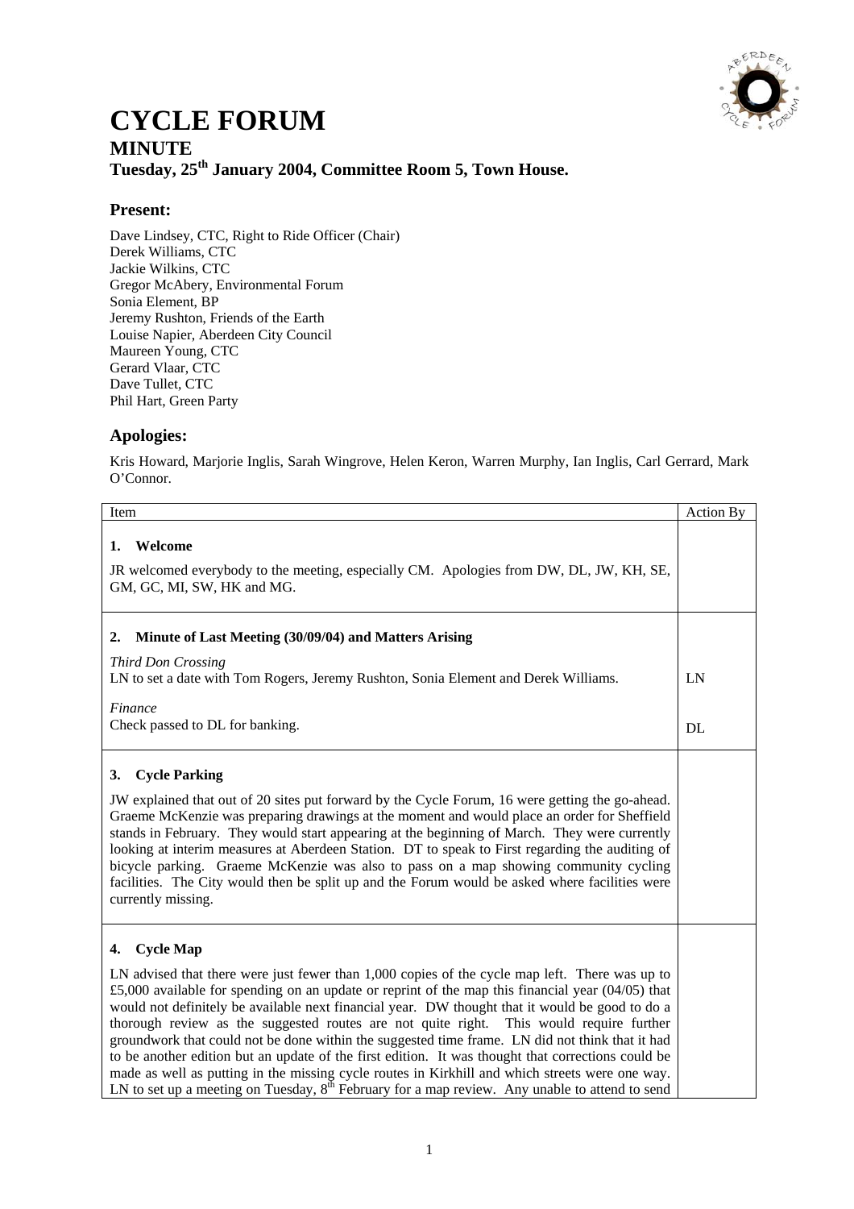# CYCLE FORUM

## MINUTE

### Tuesday, 25th January 2004, Committee Room 5, Town House.

## Present:

Dave Lindsey, CTC, Right to Ride Officer (Chair)
Derek Williams, CTC
Jackie Wilkins, CTC
Gregor McAbery, Environmental Forum
Sonia Element, BP
Jeremy Rushton, Friends of the Earth
Louise Napier, Aberdeen City Council
Maureen Young, CTC
Gerard Vlaar, CTC
Dave Tullet, CTC
Phil Hart, Green Party

## Apologies:

Kris Howard, Marjorie Inglis, Sarah Wingrove, Helen Keron, Warren Murphy, Ian Inglis, Carl Gerrard, Mark O'Connor.

| Item | Action By |
|---|---|
| **1. Welcome**<br><br>JR welcomed everybody to the meeting, especially CM. Apologies from DW, DL, JW, KH, SE, GM, GC, MI, SW, HK and MG. | |
| **2. Minute of Last Meeting (30/09/04) and Matters Arising**<br><br>*Third Don Crossing*<br>LN to set a date with Tom Rogers, Jeremy Rushton, Sonia Element and Derek Williams.<br><br>*Finance*<br>Check passed to DL for banking. | LN<br><br>DL |
| **3. Cycle Parking**<br><br>JW explained that out of 20 sites put forward by the Cycle Forum, 16 were getting the go-ahead. Graeme McKenzie was preparing drawings at the moment and would place an order for Sheffield stands in February. They would start appearing at the beginning of March. They were currently looking at interim measures at Aberdeen Station. DT to speak to First regarding the auditing of bicycle parking. Graeme McKenzie was also to pass on a map showing community cycling facilities. The City would then be split up and the Forum would be asked where facilities were currently missing. | |
| **4. Cycle Map**<br><br>LN advised that there were just fewer than 1,000 copies of the cycle map left. There was up to £5,000 available for spending on an update or reprint of the map this financial year (04/05) that would not definitely be available next financial year. DW thought that it would be good to do a thorough review as the suggested routes are not quite right. This would require further groundwork that could not be done within the suggested time frame. LN did not think that it had to be another edition but an update of the first edition. It was thought that corrections could be made as well as putting in the missing cycle routes in Kirkhill and which streets were one way. LN to set up a meeting on Tuesday, 8th February for a map review. Any unable to attend to send | |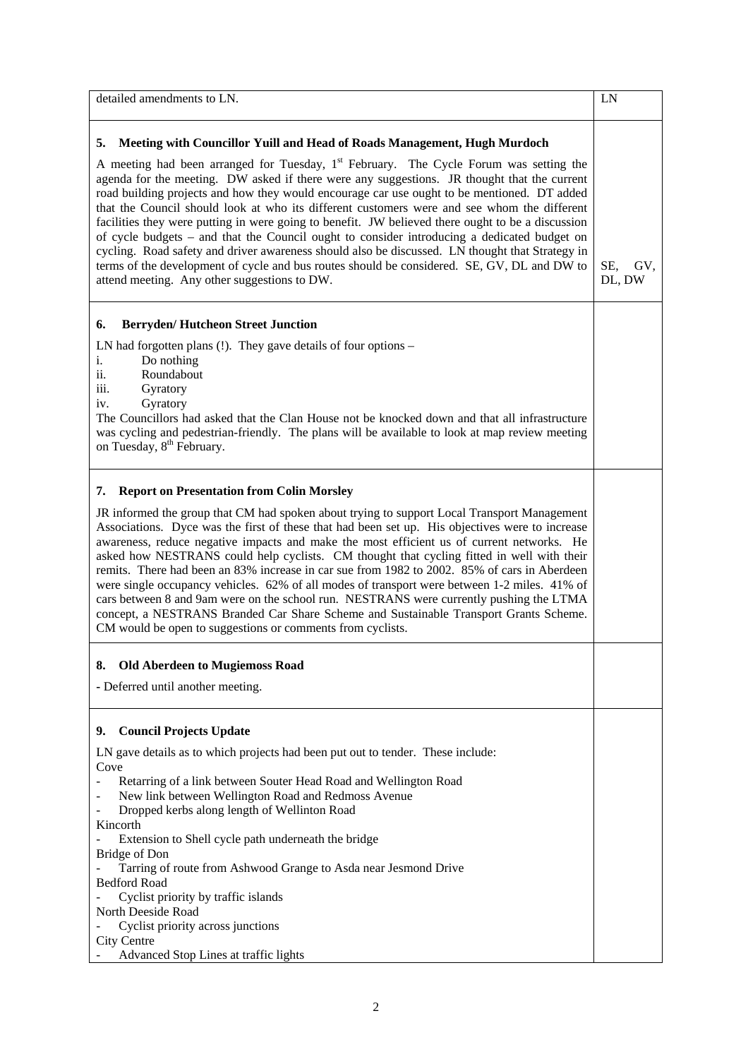| | |
|---|---|
| detailed amendments to LN. | LN |
| **5. Meeting with Councillor Yuill and Head of Roads Management, Hugh Murdoch**<br><br>A meeting had been arranged for Tuesday, 1st February. The Cycle Forum was setting the agenda for the meeting. DW asked if there were any suggestions. JR thought that the current road building projects and how they would encourage car use ought to be mentioned. DT added that the Council should look at who its different customers were and see whom the different facilities they were putting in were going to benefit. JW believed there ought to be a discussion of cycle budgets – and that the Council ought to consider introducing a dedicated budget on cycling. Road safety and driver awareness should also be discussed. LN thought that Strategy in terms of the development of cycle and bus routes should be considered. SE, GV, DL and DW to attend meeting. Any other suggestions to DW. | SE, GV, DL, DW |
| **6. Berryden/ Hutcheon Street Junction**<br><br>LN had forgotten plans (!). They gave details of four options –<br>i. Do nothing<br>ii. Roundabout<br>iii. Gyratory<br>iv. Gyratory<br>The Councillors had asked that the Clan House not be knocked down and that all infrastructure was cycling and pedestrian-friendly. The plans will be available to look at map review meeting on Tuesday, 8th February. | |
| **7. Report on Presentation from Colin Morsley**<br><br>JR informed the group that CM had spoken about trying to support Local Transport Management Associations. Dyce was the first of these that had been set up. His objectives were to increase awareness, reduce negative impacts and make the most efficient us of current networks. He asked how NESTRANS could help cyclists. CM thought that cycling fitted in well with their remits. There had been an 83% increase in car sue from 1982 to 2002. 85% of cars in Aberdeen were single occupancy vehicles. 62% of all modes of transport were between 1-2 miles. 41% of cars between 8 and 9am were on the school run. NESTRANS were currently pushing the LTMA concept, a NESTRANS Branded Car Share Scheme and Sustainable Transport Grants Scheme. CM would be open to suggestions or comments from cyclists. | |
| **8. Old Aberdeen to Mugiemoss Road**<br><br>- Deferred until another meeting. | |
| **9. Council Projects Update**<br><br>LN gave details as to which projects had been put out to tender. These include:<br>Cove<br>- Retarring of a link between Souter Head Road and Wellington Road<br>- New link between Wellington Road and Redmoss Avenue<br>- Dropped kerbs along length of Wellinton Road<br>Kincorth<br>- Extension to Shell cycle path underneath the bridge<br>Bridge of Don<br>- Tarring of route from Ashwood Grange to Asda near Jesmond Drive<br>Bedford Road<br>- Cyclist priority by traffic islands<br>North Deeside Road<br>- Cyclist priority across junctions<br>City Centre<br>- Advanced Stop Lines at traffic lights | |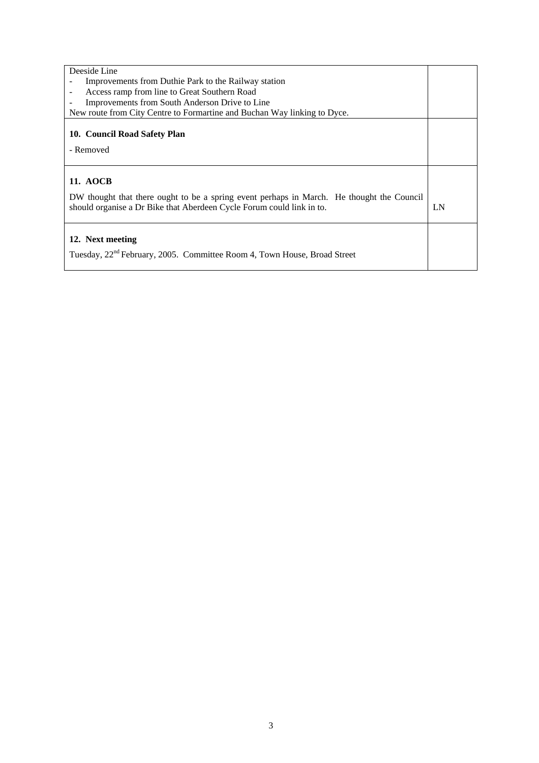| | |
|---|---|
| Deeside Line<br>- Improvements from Duthie Park to the Railway station<br>- Access ramp from line to Great Southern Road<br>- Improvements from South Anderson Drive to Line<br>New route from City Centre to Formartine and Buchan Way linking to Dyce. | |
| **10. Council Road Safety Plan**<br><br>- Removed | |
| **11. AOCB**<br><br>DW thought that there ought to be a spring event perhaps in March. He thought the Council should organise a Dr Bike that Aberdeen Cycle Forum could link in to. | LN |
| **12. Next meeting**<br><br>Tuesday, 22nd February, 2005. Committee Room 4, Town House, Broad Street | |